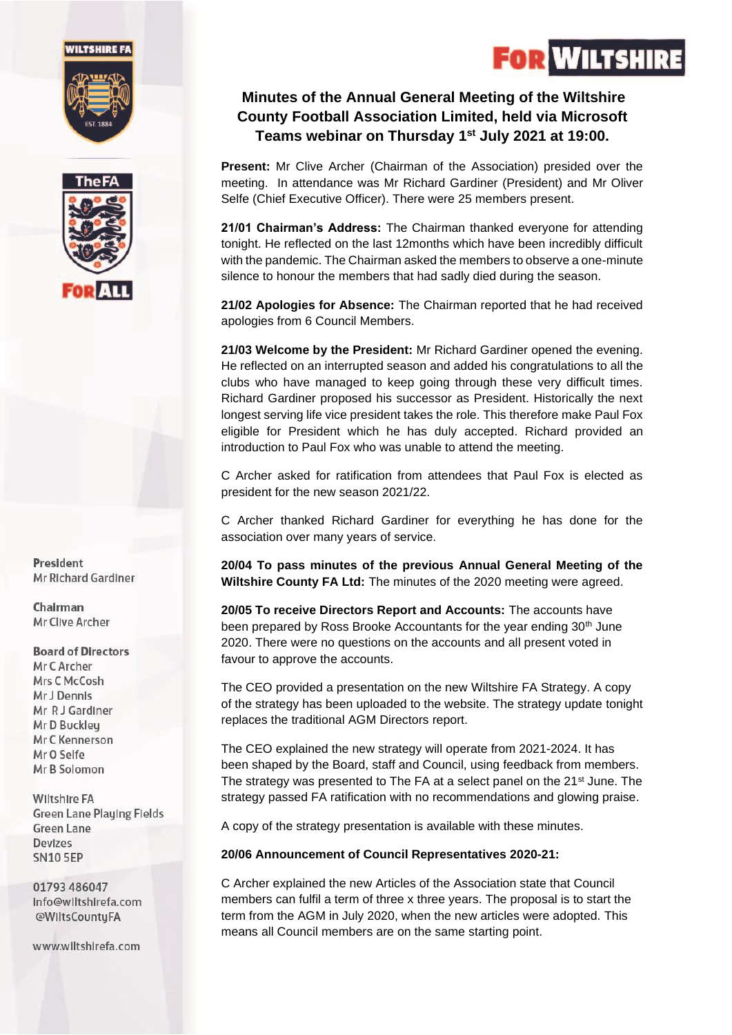# Minutes of the Annual General Meeting of the Wiltshire County Football Association Limited, held via Microsoft Teams webinar on Thursday 1st July 2021 at 19:00.

**Present:** Mr Clive Archer (Chairman of the Association) presided over the meeting. In attendance was Mr Richard Gardiner (President) and Mr Oliver Selfe (Chief Executive Officer). There were 25 members present.

**21/01 Chairman's Address:** The Chairman thanked everyone for attending tonight. He reflected on the last 12months which have been incredibly difficult with the pandemic. The Chairman asked the members to observe a one-minute silence to honour the members that had sadly died during the season.

**21/02 Apologies for Absence:** The Chairman reported that he had received apologies from 6 Council Members.

**21/03 Welcome by the President:** Mr Richard Gardiner opened the evening. He reflected on an interrupted season and added his congratulations to all the clubs who have managed to keep going through these very difficult times. Richard Gardiner proposed his successor as President. Historically the next longest serving life vice president takes the role. This therefore make Paul Fox eligible for President which he has duly accepted. Richard provided an introduction to Paul Fox who was unable to attend the meeting.

C Archer asked for ratification from attendees that Paul Fox is elected as president for the new season 2021/22.

C Archer thanked Richard Gardiner for everything he has done for the association over many years of service.

**20/04 To pass minutes of the previous Annual General Meeting of the Wiltshire County FA Ltd:** The minutes of the 2020 meeting were agreed.

**20/05 To receive Directors Report and Accounts:** The accounts have been prepared by Ross Brooke Accountants for the year ending 30th June 2020. There were no questions on the accounts and all present voted in favour to approve the accounts.

The CEO provided a presentation on the new Wiltshire FA Strategy. A copy of the strategy has been uploaded to the website. The strategy update tonight replaces the traditional AGM Directors report.

The CEO explained the new strategy will operate from 2021-2024. It has been shaped by the Board, staff and Council, using feedback from members. The strategy was presented to The FA at a select panel on the 21st June. The strategy passed FA ratification with no recommendations and glowing praise.

A copy of the strategy presentation is available with these minutes.

**20/06 Announcement of Council Representatives 2020-21:**

C Archer explained the new Articles of the Association state that Council members can fulfil a term of three x three years. The proposal is to start the term from the AGM in July 2020, when the new articles were adopted. This means all Council members are on the same starting point.

President
Mr Richard Gardiner

Chairman
Mr Clive Archer

Board of Directors
Mr C Archer
Mrs C McCosh
Mr J Dennis
Mr R J Gardiner
Mr D Buckley
Mr C Kennerson
Mr O Selfe
Mr B Solomon

Wiltshire FA
Green Lane Playing Fields
Green Lane
Devizes
SN10 5EP

01793 486047
info@wiltshirefa.com
@WiltsCountyFA

www.wiltshirefa.com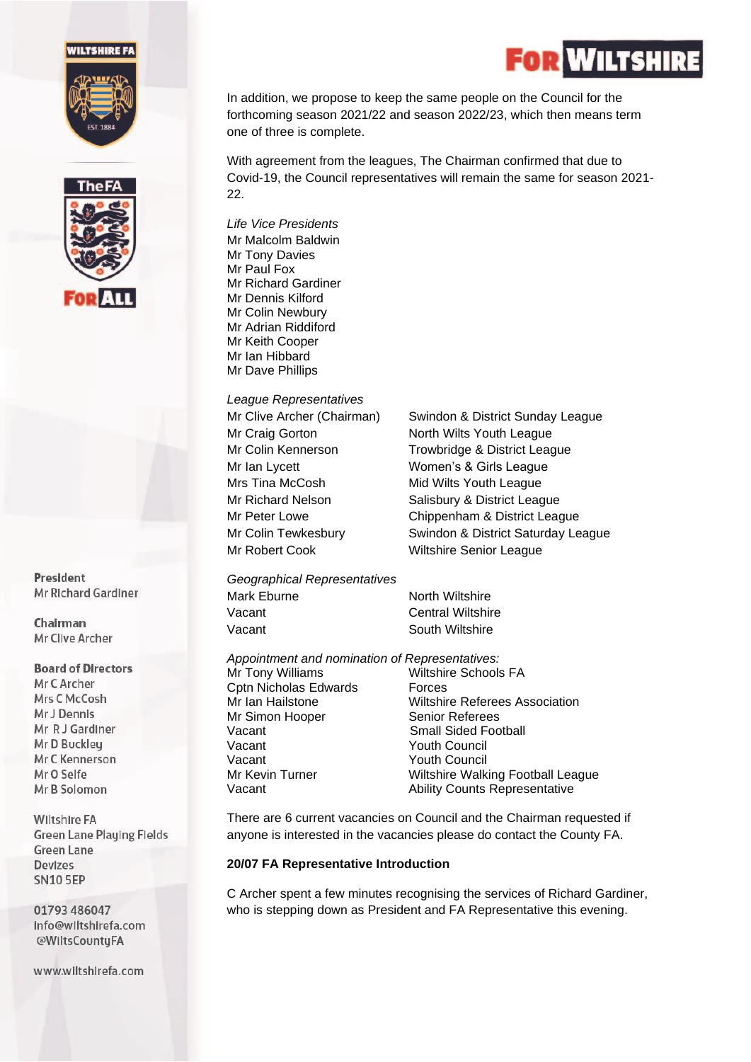In addition, we propose to keep the same people on the Council for the forthcoming season 2021/22 and season 2022/23, which then means term one of three is complete.

With agreement from the leagues, The Chairman confirmed that due to Covid-19, the Council representatives will remain the same for season 2021-22.

*Life Vice Presidents*

Mr Malcolm Baldwin
Mr Tony Davies
Mr Paul Fox
Mr Richard Gardiner
Mr Dennis Kilford
Mr Colin Newbury
Mr Adrian Riddiford
Mr Keith Cooper
Mr Ian Hibbard
Mr Dave Phillips

*League Representatives*

| | |
|---|---|
| Mr Clive Archer (Chairman) | Swindon & District Sunday League |
| Mr Craig Gorton | North Wilts Youth League |
| Mr Colin Kennerson | Trowbridge & District League |
| Mr Ian Lycett | Women's & Girls League |
| Mrs Tina McCosh | Mid Wilts Youth League |
| Mr Richard Nelson | Salisbury & District League |
| Mr Peter Lowe | Chippenham & District League |
| Mr Colin Tewkesbury | Swindon & District Saturday League |
| Mr Robert Cook | Wiltshire Senior League |

*Geographical Representatives*

| | |
|---|---|
| Mark Eburne | North Wiltshire |
| Vacant | Central Wiltshire |
| Vacant | South Wiltshire |

*Appointment and nomination of Representatives:*

| | |
|---|---|
| Mr Tony Williams | Wiltshire Schools FA |
| Cptn Nicholas Edwards | Forces |
| Mr Ian Hailstone | Wiltshire Referees Association |
| Mr Simon Hooper | Senior Referees |
| Vacant | Small Sided Football |
| Vacant | Youth Council |
| Vacant | Youth Council |
| Mr Kevin Turner | Wiltshire Walking Football League |
| Vacant | Ability Counts Representative |

There are 6 current vacancies on Council and the Chairman requested if anyone is interested in the vacancies please do contact the County FA.

**20/07 FA Representative Introduction**

C Archer spent a few minutes recognising the services of Richard Gardiner, who is stepping down as President and FA Representative this evening.

President
Mr Richard Gardiner

Chairman
Mr Clive Archer

Board of Directors
Mr C Archer
Mrs C McCosh
Mr J Dennis
Mr R J Gardiner
Mr D Buckley
Mr C Kennerson
Mr O Selfe
Mr B Solomon

Wiltshire FA
Green Lane Playing Fields
Green Lane
Devizes
SN10 5EP

01793 486047
info@wiltshirefa.com
@WiltsCountyFA

www.wiltshirefa.com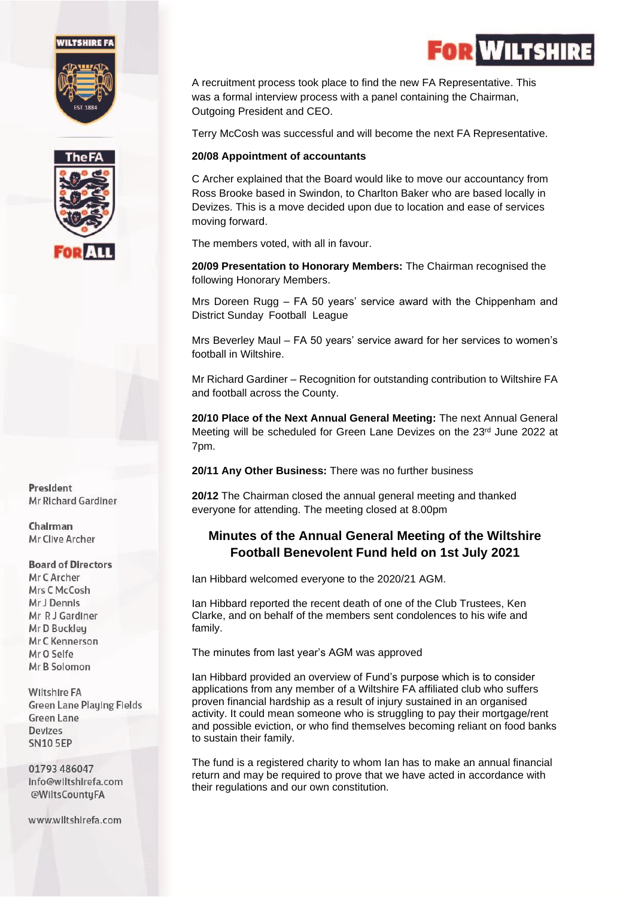A recruitment process took place to find the new FA Representative. This was a formal interview process with a panel containing the Chairman, Outgoing President and CEO.

Terry McCosh was successful and will become the next FA Representative.

**20/08 Appointment of accountants**

C Archer explained that the Board would like to move our accountancy from Ross Brooke based in Swindon, to Charlton Baker who are based locally in Devizes. This is a move decided upon due to location and ease of services moving forward.

The members voted, with all in favour.

**20/09 Presentation to Honorary Members:** The Chairman recognised the following Honorary Members.

Mrs Doreen Rugg – FA 50 years' service award with the Chippenham and District Sunday Football League

Mrs Beverley Maul – FA 50 years' service award for her services to women's football in Wiltshire.

Mr Richard Gardiner – Recognition for outstanding contribution to Wiltshire FA and football across the County.

**20/10 Place of the Next Annual General Meeting:** The next Annual General Meeting will be scheduled for Green Lane Devizes on the 23rd June 2022 at 7pm.

**20/11 Any Other Business:** There was no further business

**20/12** The Chairman closed the annual general meeting and thanked everyone for attending. The meeting closed at 8.00pm

## Minutes of the Annual General Meeting of the Wiltshire Football Benevolent Fund held on 1st July 2021

Ian Hibbard welcomed everyone to the 2020/21 AGM.

Ian Hibbard reported the recent death of one of the Club Trustees, Ken Clarke, and on behalf of the members sent condolences to his wife and family.

The minutes from last year's AGM was approved

Ian Hibbard provided an overview of Fund's purpose which is to consider applications from any member of a Wiltshire FA affiliated club who suffers proven financial hardship as a result of injury sustained in an organised activity. It could mean someone who is struggling to pay their mortgage/rent and possible eviction, or who find themselves becoming reliant on food banks to sustain their family.

The fund is a registered charity to whom Ian has to make an annual financial return and may be required to prove that we have acted in accordance with their regulations and our own constitution.

President
Mr Richard Gardiner

Chairman
Mr Clive Archer

Board of Directors
Mr C Archer
Mrs C McCosh
Mr J Dennis
Mr R J Gardiner
Mr D Buckley
Mr C Kennerson
Mr O Selfe
Mr B Solomon

Wiltshire FA
Green Lane Playing Fields
Green Lane
Devizes
SN10 5EP

01793 486047
info@wiltshirefa.com
@WiltsCountyFA

www.wiltshirefa.com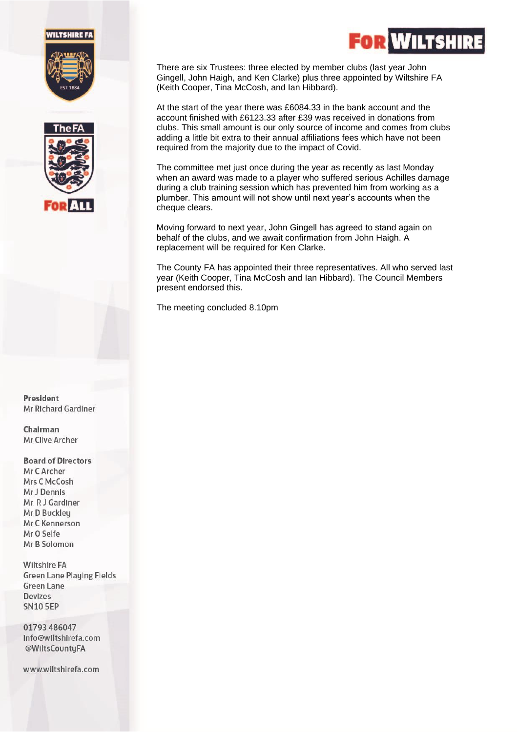There are six Trustees: three elected by member clubs (last year John Gingell, John Haigh, and Ken Clarke) plus three appointed by Wiltshire FA (Keith Cooper, Tina McCosh, and Ian Hibbard).

At the start of the year there was £6084.33 in the bank account and the account finished with £6123.33 after £39 was received in donations from clubs. This small amount is our only source of income and comes from clubs adding a little bit extra to their annual affiliations fees which have not been required from the majority due to the impact of Covid.

The committee met just once during the year as recently as last Monday when an award was made to a player who suffered serious Achilles damage during a club training session which has prevented him from working as a plumber. This amount will not show until next year's accounts when the cheque clears.

Moving forward to next year, John Gingell has agreed to stand again on behalf of the clubs, and we await confirmation from John Haigh. A replacement will be required for Ken Clarke.

The County FA has appointed their three representatives. All who served last year (Keith Cooper, Tina McCosh and Ian Hibbard). The Council Members present endorsed this.

The meeting concluded 8.10pm

**President**
Mr Richard Gardiner

**Chairman**
Mr Clive Archer

**Board of Directors**
Mr C Archer
Mrs C McCosh
Mr J Dennis
Mr R J Gardiner
Mr D Buckley
Mr C Kennerson
Mr O Selfe
Mr B Solomon

Wiltshire FA
Green Lane Playing Fields
Green Lane
Devizes
SN10 5EP

01793 486047
info@wiltshirefa.com
@WiltsCountyFA

www.wiltshirefa.com